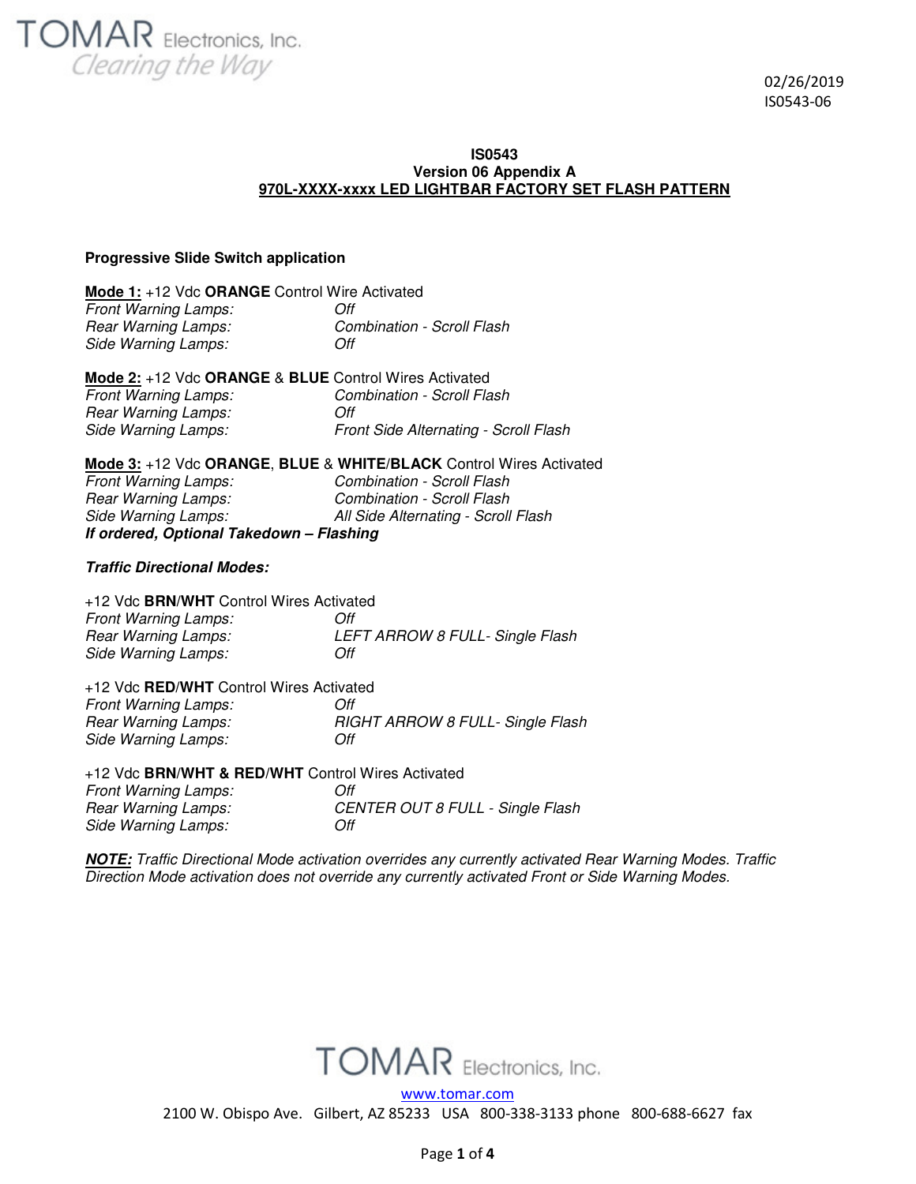TOMAR Electronics, Inc.
*Clearing the Way*

02/26/2019
IS0543-06

**IS0543**
**Version 06 Appendix A**
**970L-XXXX-xxxx LED LIGHTBAR FACTORY SET FLASH PATTERN**

**Progressive Slide Switch application**

**Mode 1:** +12 Vdc **ORANGE** Control Wire Activated

| | |
|---|---|
| *Front Warning Lamps:* | *Off* |
| *Rear Warning Lamps:* | *Combination - Scroll Flash* |
| *Side Warning Lamps:* | *Off* |

**Mode 2:** +12 Vdc **ORANGE** & **BLUE** Control Wires Activated

| | |
|---|---|
| *Front Warning Lamps:* | *Combination - Scroll Flash* |
| *Rear Warning Lamps:* | *Off* |
| *Side Warning Lamps:* | *Front Side Alternating - Scroll Flash* |

**Mode 3:** +12 Vdc **ORANGE**, **BLUE** & **WHITE/BLACK** Control Wires Activated

| | |
|---|---|
| *Front Warning Lamps:* | *Combination - Scroll Flash* |
| *Rear Warning Lamps:* | *Combination - Scroll Flash* |
| *Side Warning Lamps:* | *All Side Alternating - Scroll Flash* |

***If ordered, Optional Takedown – Flashing***

***Traffic Directional Modes:***

+12 Vdc **BRN/WHT** Control Wires Activated

| | |
|---|---|
| *Front Warning Lamps:* | *Off* |
| *Rear Warning Lamps:* | *LEFT ARROW 8 FULL- Single Flash* |
| *Side Warning Lamps:* | *Off* |

+12 Vdc **RED/WHT** Control Wires Activated

| | |
|---|---|
| *Front Warning Lamps:* | *Off* |
| *Rear Warning Lamps:* | *RIGHT ARROW 8 FULL- Single Flash* |
| *Side Warning Lamps:* | *Off* |

+12 Vdc **BRN/WHT & RED/WHT** Control Wires Activated

| | |
|---|---|
| *Front Warning Lamps:* | *Off* |
| *Rear Warning Lamps:* | *CENTER OUT 8 FULL - Single Flash* |
| *Side Warning Lamps:* | *Off* |

***NOTE:*** *Traffic Directional Mode activation overrides any currently activated Rear Warning Modes. Traffic Direction Mode activation does not override any currently activated Front or Side Warning Modes.*

TOMAR Electronics, Inc.
www.tomar.com
2100 W. Obispo Ave. Gilbert, AZ 85233 USA 800-338-3133 phone 800-688-6627 fax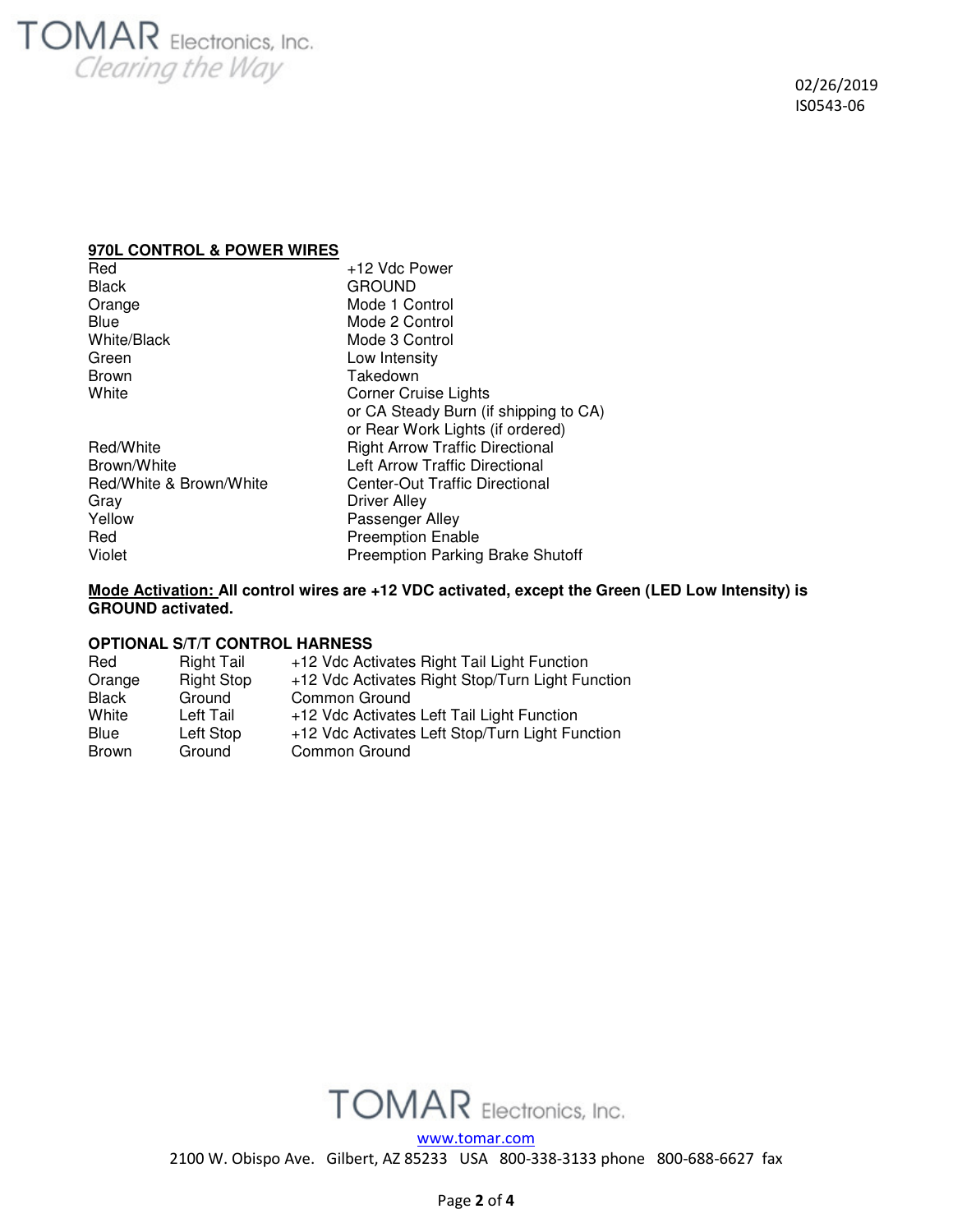02/26/2019
IS0543-06

**970L CONTROL & POWER WIRES**

| | |
|---|---|
| Red | +12 Vdc Power |
| Black | GROUND |
| Orange | Mode 1 Control |
| Blue | Mode 2 Control |
| White/Black | Mode 3 Control |
| Green | Low Intensity |
| Brown | Takedown |
| White | Corner Cruise Lights or CA Steady Burn (if shipping to CA) or Rear Work Lights (if ordered) |
| Red/White | Right Arrow Traffic Directional |
| Brown/White | Left Arrow Traffic Directional |
| Red/White & Brown/White | Center-Out Traffic Directional |
| Gray | Driver Alley |
| Yellow | Passenger Alley |
| Red | Preemption Enable |
| Violet | Preemption Parking Brake Shutoff |

**Mode Activation: All control wires are +12 VDC activated, except the Green (LED Low Intensity) is GROUND activated.**

**OPTIONAL S/T/T CONTROL HARNESS**

| | | |
|---|---|---|
| Red | Right Tail | +12 Vdc Activates Right Tail Light Function |
| Orange | Right Stop | +12 Vdc Activates Right Stop/Turn Light Function |
| Black | Ground | Common Ground |
| White | Left Tail | +12 Vdc Activates Left Tail Light Function |
| Blue | Left Stop | +12 Vdc Activates Left Stop/Turn Light Function |
| Brown | Ground | Common Ground |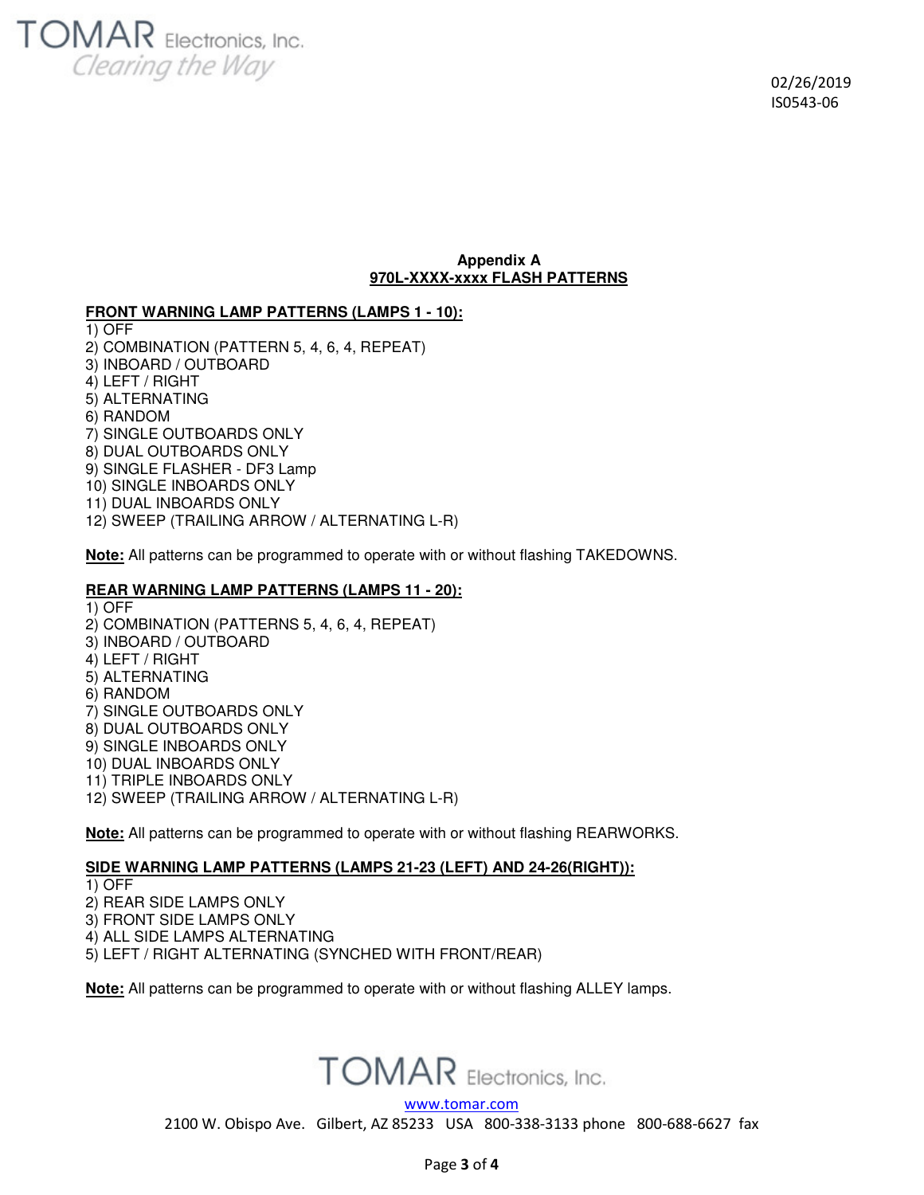02/26/2019
IS0543-06

**Appendix A**
**970L-XXXX-xxxx FLASH PATTERNS**

**FRONT WARNING LAMP PATTERNS (LAMPS 1 - 10):**

1) OFF
2) COMBINATION (PATTERN 5, 4, 6, 4, REPEAT)
3) INBOARD / OUTBOARD
4) LEFT / RIGHT
5) ALTERNATING
6) RANDOM
7) SINGLE OUTBOARDS ONLY
8) DUAL OUTBOARDS ONLY
9) SINGLE FLASHER - DF3 Lamp
10) SINGLE INBOARDS ONLY
11) DUAL INBOARDS ONLY
12) SWEEP (TRAILING ARROW / ALTERNATING L-R)

**Note:** All patterns can be programmed to operate with or without flashing TAKEDOWNS.

**REAR WARNING LAMP PATTERNS (LAMPS 11 - 20):**

1) OFF
2) COMBINATION (PATTERNS 5, 4, 6, 4, REPEAT)
3) INBOARD / OUTBOARD
4) LEFT / RIGHT
5) ALTERNATING
6) RANDOM
7) SINGLE OUTBOARDS ONLY
8) DUAL OUTBOARDS ONLY
9) SINGLE INBOARDS ONLY
10) DUAL INBOARDS ONLY
11) TRIPLE INBOARDS ONLY
12) SWEEP (TRAILING ARROW / ALTERNATING L-R)

**Note:** All patterns can be programmed to operate with or without flashing REARWORKS.

**SIDE WARNING LAMP PATTERNS (LAMPS 21-23 (LEFT) AND 24-26(RIGHT)):**

1) OFF
2) REAR SIDE LAMPS ONLY
3) FRONT SIDE LAMPS ONLY
4) ALL SIDE LAMPS ALTERNATING
5) LEFT / RIGHT ALTERNATING (SYNCHED WITH FRONT/REAR)

**Note:** All patterns can be programmed to operate with or without flashing ALLEY lamps.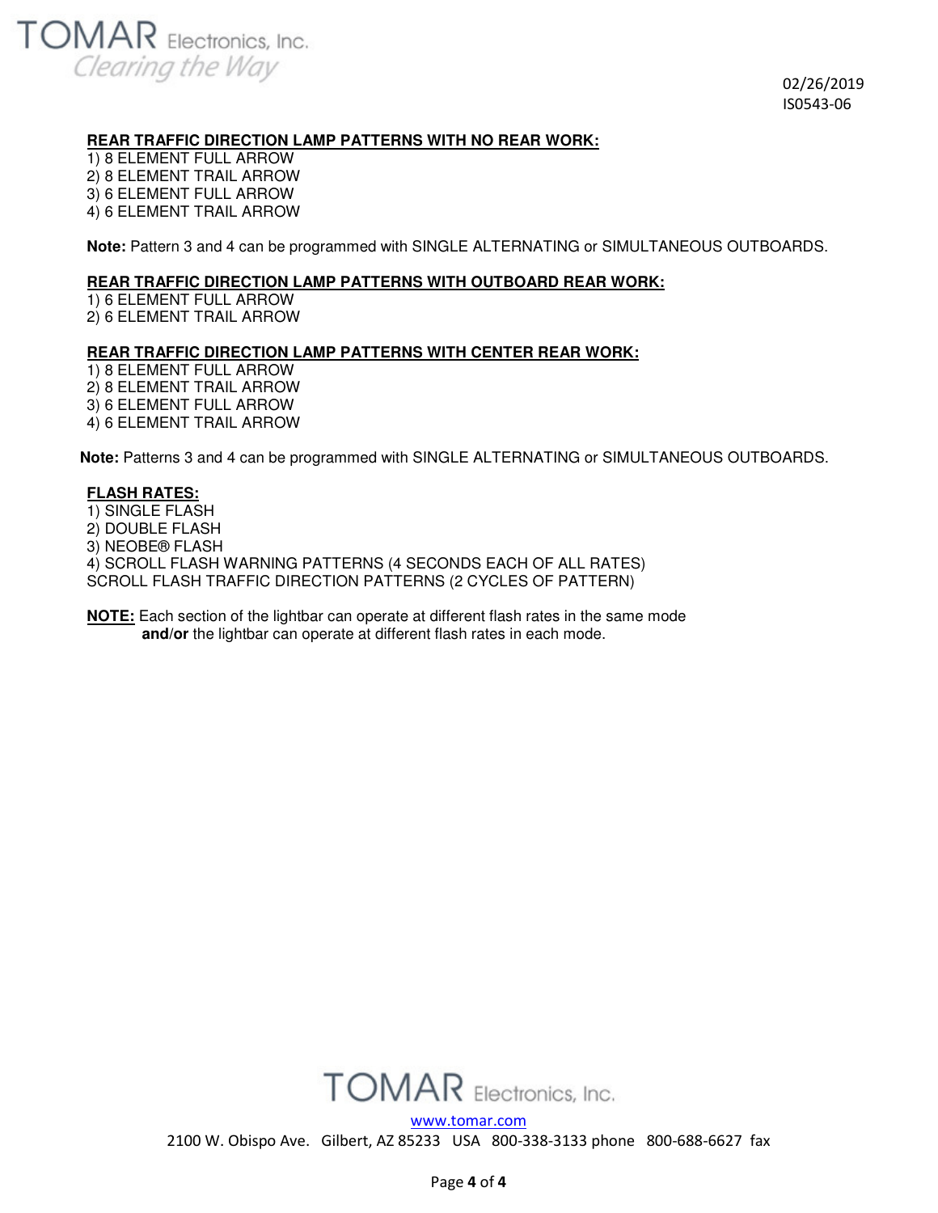**REAR TRAFFIC DIRECTION LAMP PATTERNS WITH NO REAR WORK:**

1) 8 ELEMENT FULL ARROW
2) 8 ELEMENT TRAIL ARROW
3) 6 ELEMENT FULL ARROW
4) 6 ELEMENT TRAIL ARROW

**Note:** Pattern 3 and 4 can be programmed with SINGLE ALTERNATING or SIMULTANEOUS OUTBOARDS.

**REAR TRAFFIC DIRECTION LAMP PATTERNS WITH OUTBOARD REAR WORK:**

1) 6 ELEMENT FULL ARROW
2) 6 ELEMENT TRAIL ARROW

**REAR TRAFFIC DIRECTION LAMP PATTERNS WITH CENTER REAR WORK:**

1) 8 ELEMENT FULL ARROW
2) 8 ELEMENT TRAIL ARROW
3) 6 ELEMENT FULL ARROW
4) 6 ELEMENT TRAIL ARROW

**Note:** Patterns 3 and 4 can be programmed with SINGLE ALTERNATING or SIMULTANEOUS OUTBOARDS.

**FLASH RATES:**

1) SINGLE FLASH
2) DOUBLE FLASH
3) NEOBE® FLASH
4) SCROLL FLASH WARNING PATTERNS (4 SECONDS EACH OF ALL RATES)

SCROLL FLASH TRAFFIC DIRECTION PATTERNS (2 CYCLES OF PATTERN)

**NOTE:** Each section of the lightbar can operate at different flash rates in the same mode **and/or** the lightbar can operate at different flash rates in each mode.